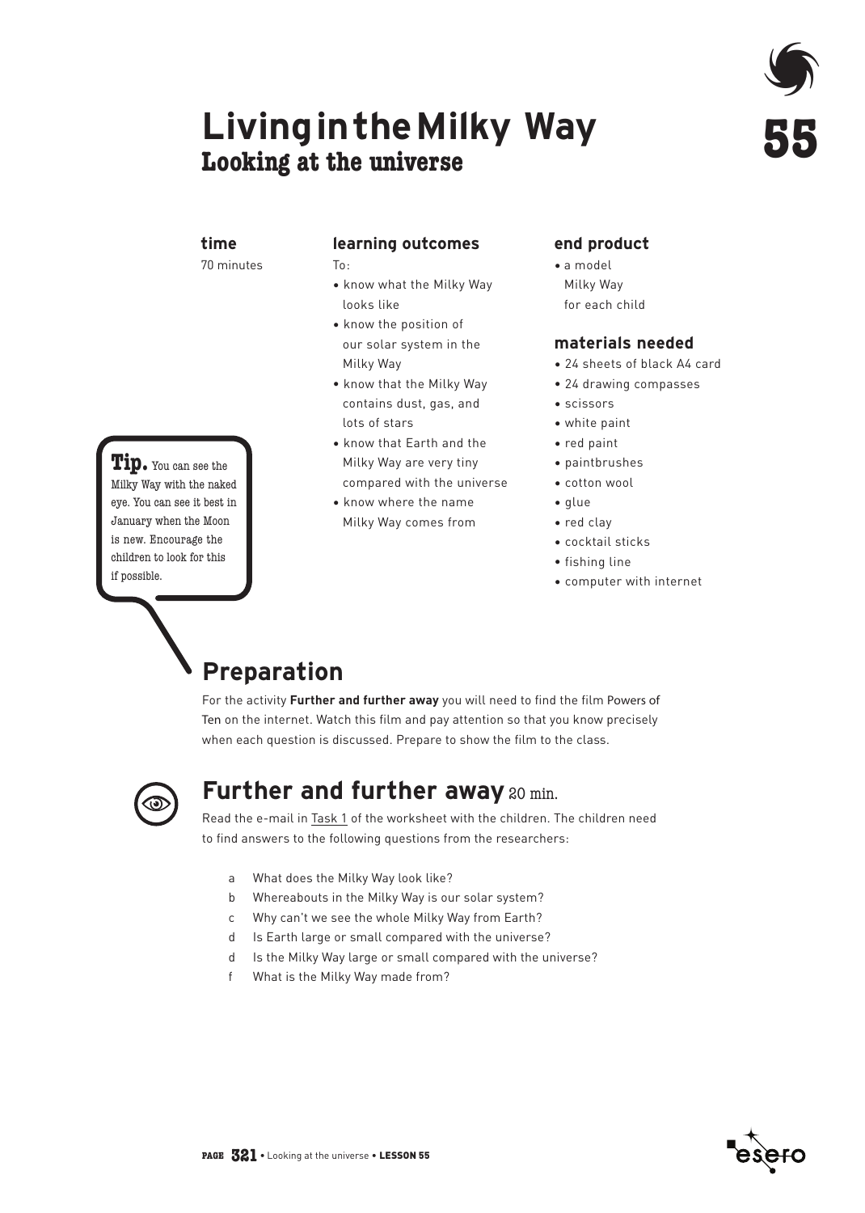# Living in the Milky Way

## Looking at the universe

55

### time

70 minutes

### learning outcomes

To:

- know what the Milky Way looks like
- know the position of our solar system in the Milky Way
- know that the Milky Way contains dust, gas, and lots of stars
- know that Earth and the Milky Way are very tiny compared with the universe
- know where the name Milky Way comes from

### end product

- a model Milky Way for each child

### materials needed

- 24 sheets of black A4 card
- 24 drawing compasses
- scissors
- white paint
- red paint
- paintbrushes
- cotton wool
- glue
- red clay
- cocktail sticks
- fishing line
- computer with internet

**Tip.** You can see the Milky Way with the naked eye. You can see it best in January when the Moon is new. Encourage the children to look for this if possible.

## Preparation

For the activity **Further and further away** you will need to find the film Powers of Ten on the internet. Watch this film and pay attention so that you know precisely when each question is discussed. Prepare to show the film to the class.

## Further and further away 20 min.

Read the e-mail in Task 1 of the worksheet with the children. The children need to find answers to the following questions from the researchers:

a What does the Milky Way look like?
b Whereabouts in the Milky Way is our solar system?
c Why can't we see the whole Milky Way from Earth?
d Is Earth large or small compared with the universe?
d Is the Milky Way large or small compared with the universe?
f What is the Milky Way made from?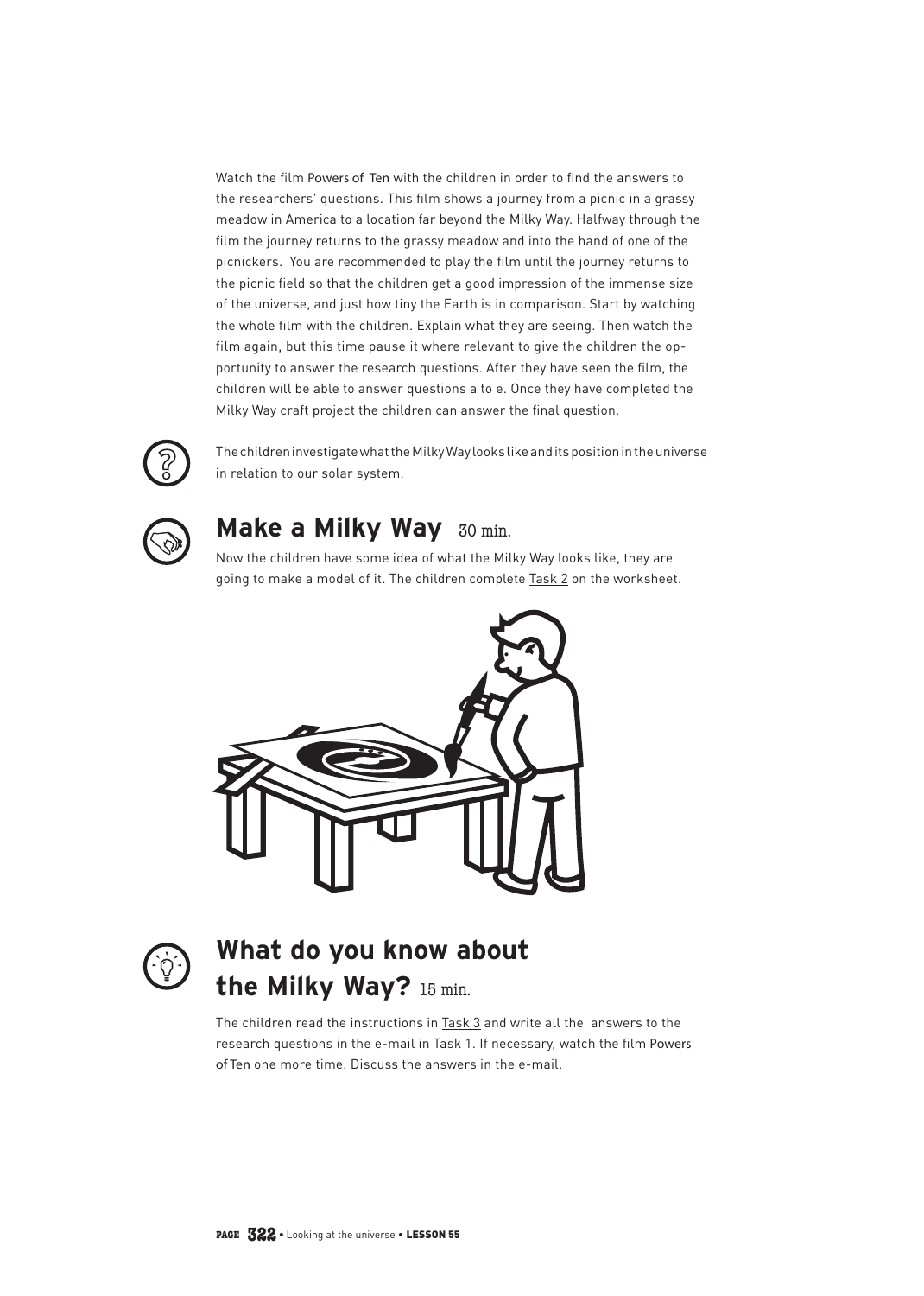Watch the film Powers of Ten with the children in order to find the answers to the researchers' questions. This film shows a journey from a picnic in a grassy meadow in America to a location far beyond the Milky Way. Halfway through the film the journey returns to the grassy meadow and into the hand of one of the picnickers. You are recommended to play the film until the journey returns to the picnic field so that the children get a good impression of the immense size of the universe, and just how tiny the Earth is in comparison. Start by watching the whole film with the children. Explain what they are seeing. Then watch the film again, but this time pause it where relevant to give the children the opportunity to answer the research questions. After they have seen the film, the children will be able to answer questions a to e. Once they have completed the Milky Way craft project the children can answer the final question.

The children investigate what the Milky Way looks like and its position in the universe in relation to our solar system.

## Make a Milky Way 30 min.

Now the children have some idea of what the Milky Way looks like, they are going to make a model of it. The children complete Task 2 on the worksheet.

## What do you know about the Milky Way? 15 min.

The children read the instructions in Task 3 and write all the answers to the research questions in the e-mail in Task 1. If necessary, watch the film Powers of Ten one more time. Discuss the answers in the e-mail.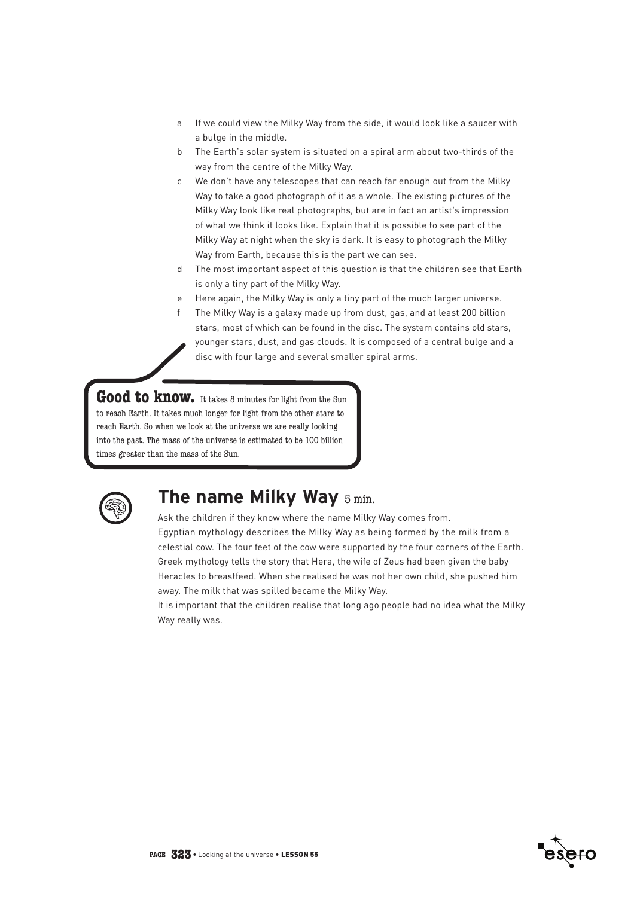a If we could view the Milky Way from the side, it would look like a saucer with a bulge in the middle.

b The Earth's solar system is situated on a spiral arm about two-thirds of the way from the centre of the Milky Way.

c We don't have any telescopes that can reach far enough out from the Milky Way to take a good photograph of it as a whole. The existing pictures of the Milky Way look like real photographs, but are in fact an artist's impression of what we think it looks like. Explain that it is possible to see part of the Milky Way at night when the sky is dark. It is easy to photograph the Milky Way from Earth, because this is the part we can see.

d The most important aspect of this question is that the children see that Earth is only a tiny part of the Milky Way.

e Here again, the Milky Way is only a tiny part of the much larger universe.

f The Milky Way is a galaxy made up from dust, gas, and at least 200 billion stars, most of which can be found in the disc. The system contains old stars, younger stars, dust, and gas clouds. It is composed of a central bulge and a disc with four large and several smaller spiral arms.

**Good to know.** It takes 8 minutes for light from the Sun to reach Earth. It takes much longer for light from the other stars to reach Earth. So when we look at the universe we are really looking into the past. The mass of the universe is estimated to be 100 billion times greater than the mass of the Sun.

## The name Milky Way 5 min.

Ask the children if they know where the name Milky Way comes from.
Egyptian mythology describes the Milky Way as being formed by the milk from a celestial cow. The four feet of the cow were supported by the four corners of the Earth. Greek mythology tells the story that Hera, the wife of Zeus had been given the baby Heracles to breastfeed. When she realised he was not her own child, she pushed him away. The milk that was spilled became the Milky Way.
It is important that the children realise that long ago people had no idea what the Milky Way really was.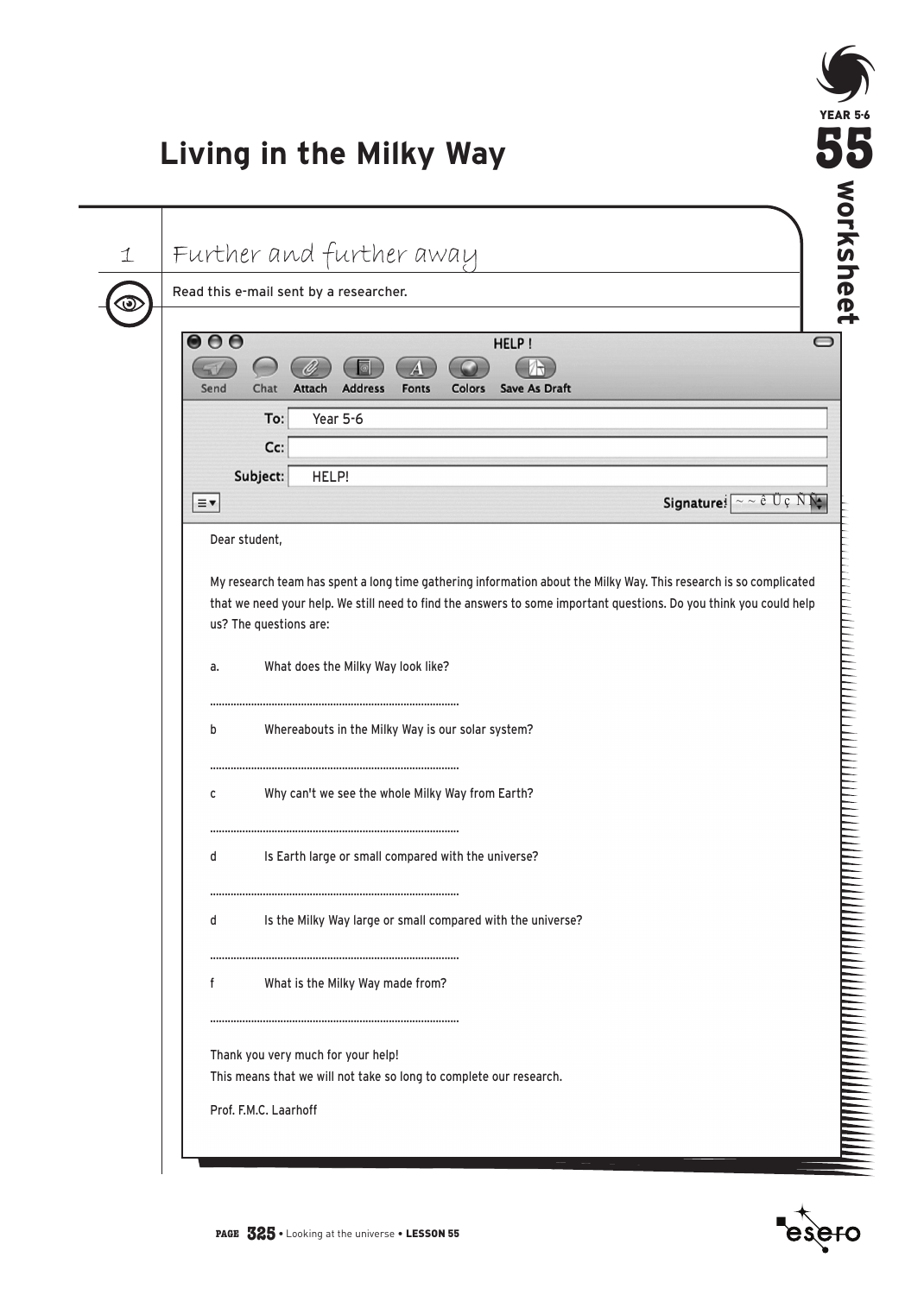# Living in the Milky Way

## 1 Further and further away

Read this e-mail sent by a researcher.

HELP !

Send Chat Attach Address Fonts Colors Save As Draft

**To:** Year 5-6

**Cc:**

**Subject:** HELP!

**Signature:**

Dear student,

My research team has spent a long time gathering information about the Milky Way. This research is so complicated that we need your help. We still need to find the answers to some important questions. Do you think you could help us? The questions are:

a. What does the Milky Way look like?

.....................................................................................

b Whereabouts in the Milky Way is our solar system?

.....................................................................................

c Why can't we see the whole Milky Way from Earth?

.....................................................................................

d Is Earth large or small compared with the universe?

.....................................................................................

d Is the Milky Way large or small compared with the universe?

.....................................................................................

f What is the Milky Way made from?

.....................................................................................

Thank you very much for your help!
This means that we will not take so long to complete our research.

Prof. F.M.C. Laarhoff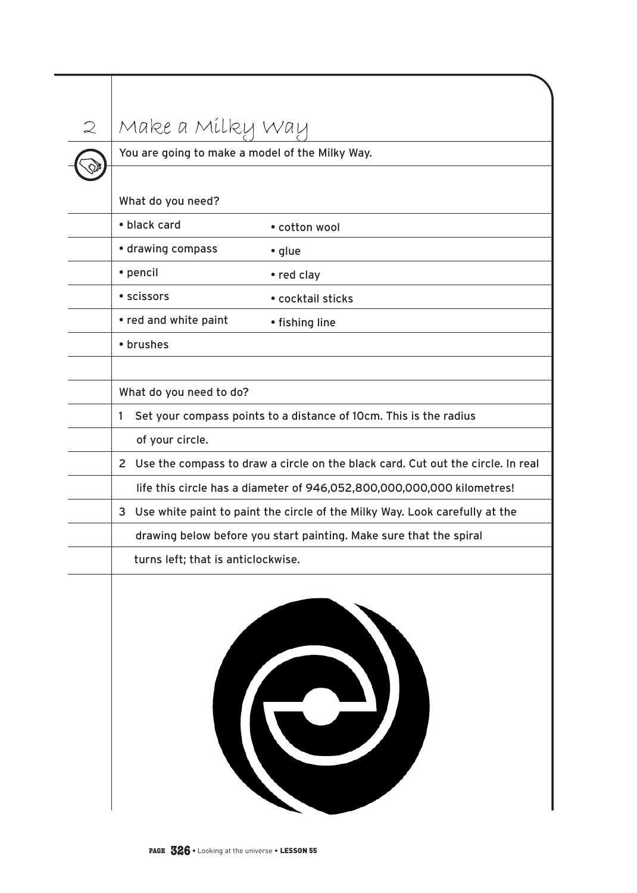## 2 Make a Milky Way

You are going to make a model of the Milky Way.

What do you need?

- black card
- drawing compass
- pencil
- scissors
- red and white paint
- brushes
- cotton wool
- glue
- red clay
- cocktail sticks
- fishing line

What do you need to do?

1. Set your compass points to a distance of 10cm. This is the radius of your circle.
2. Use the compass to draw a circle on the black card. Cut out the circle. In real life this circle has a diameter of 946,052,800,000,000,000 kilometres!
3. Use white paint to paint the circle of the Milky Way. Look carefully at the drawing below before you start painting. Make sure that the spiral turns left; that is anticlockwise.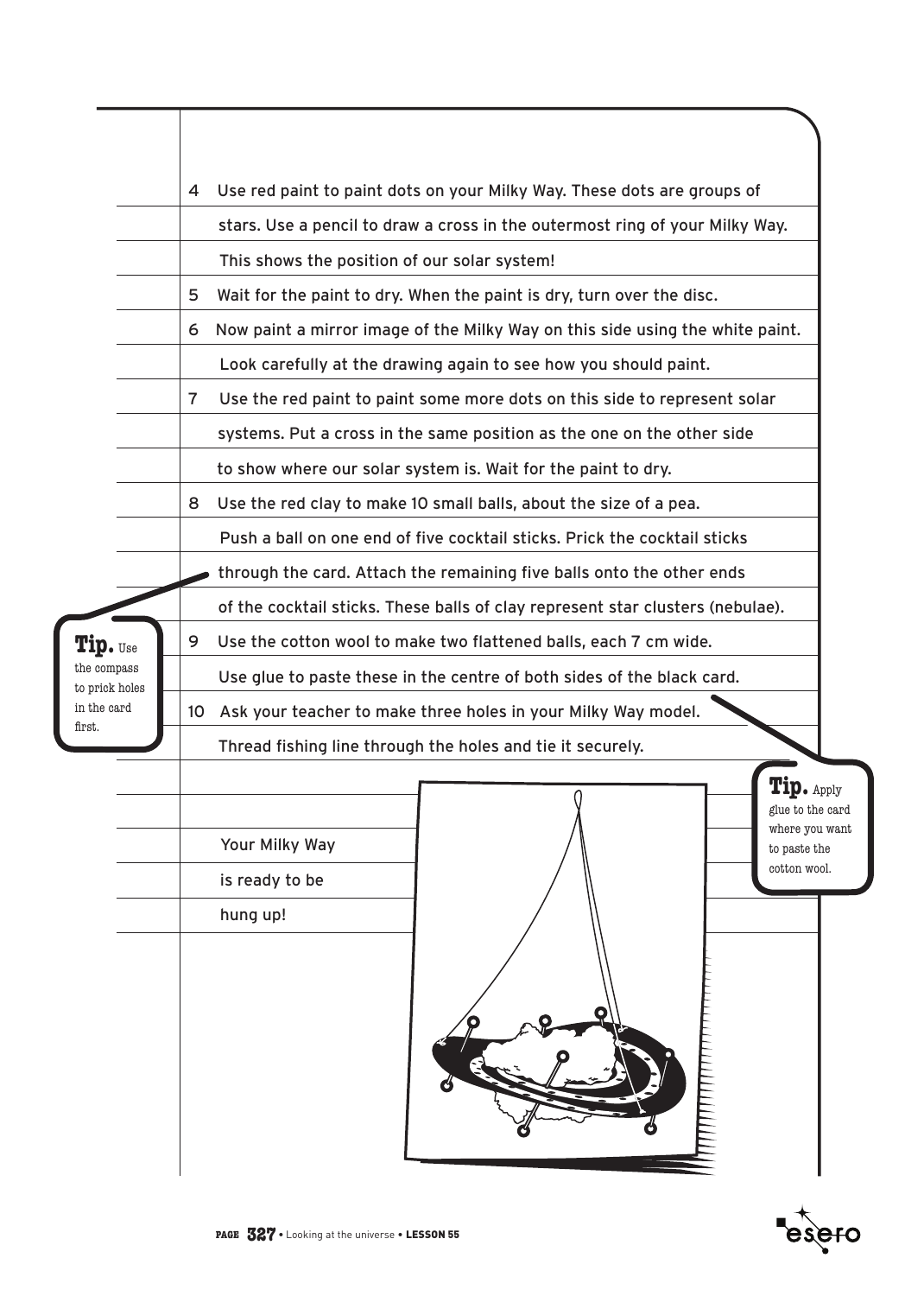4 Use red paint to paint dots on your Milky Way. These dots are groups of stars. Use a pencil to draw a cross in the outermost ring of your Milky Way. This shows the position of our solar system!

5 Wait for the paint to dry. When the paint is dry, turn over the disc.

6 Now paint a mirror image of the Milky Way on this side using the white paint. Look carefully at the drawing again to see how you should paint.

7 Use the red paint to paint some more dots on this side to represent solar systems. Put a cross in the same position as the one on the other side to show where our solar system is. Wait for the paint to dry.

8 Use the red clay to make 10 small balls, about the size of a pea. Push a ball on one end of five cocktail sticks. Prick the cocktail sticks through the card. Attach the remaining five balls onto the other ends of the cocktail sticks. These balls of clay represent star clusters (nebulae).

**Tip.** Use the compass to prick holes in the card first.

9 Use the cotton wool to make two flattened balls, each 7 cm wide. Use glue to paste these in the centre of both sides of the black card.

**Tip.** Apply glue to the card where you want to paste the cotton wool.

10 Ask your teacher to make three holes in your Milky Way model. Thread fishing line through the holes and tie it securely.

Your Milky Way is ready to be hung up!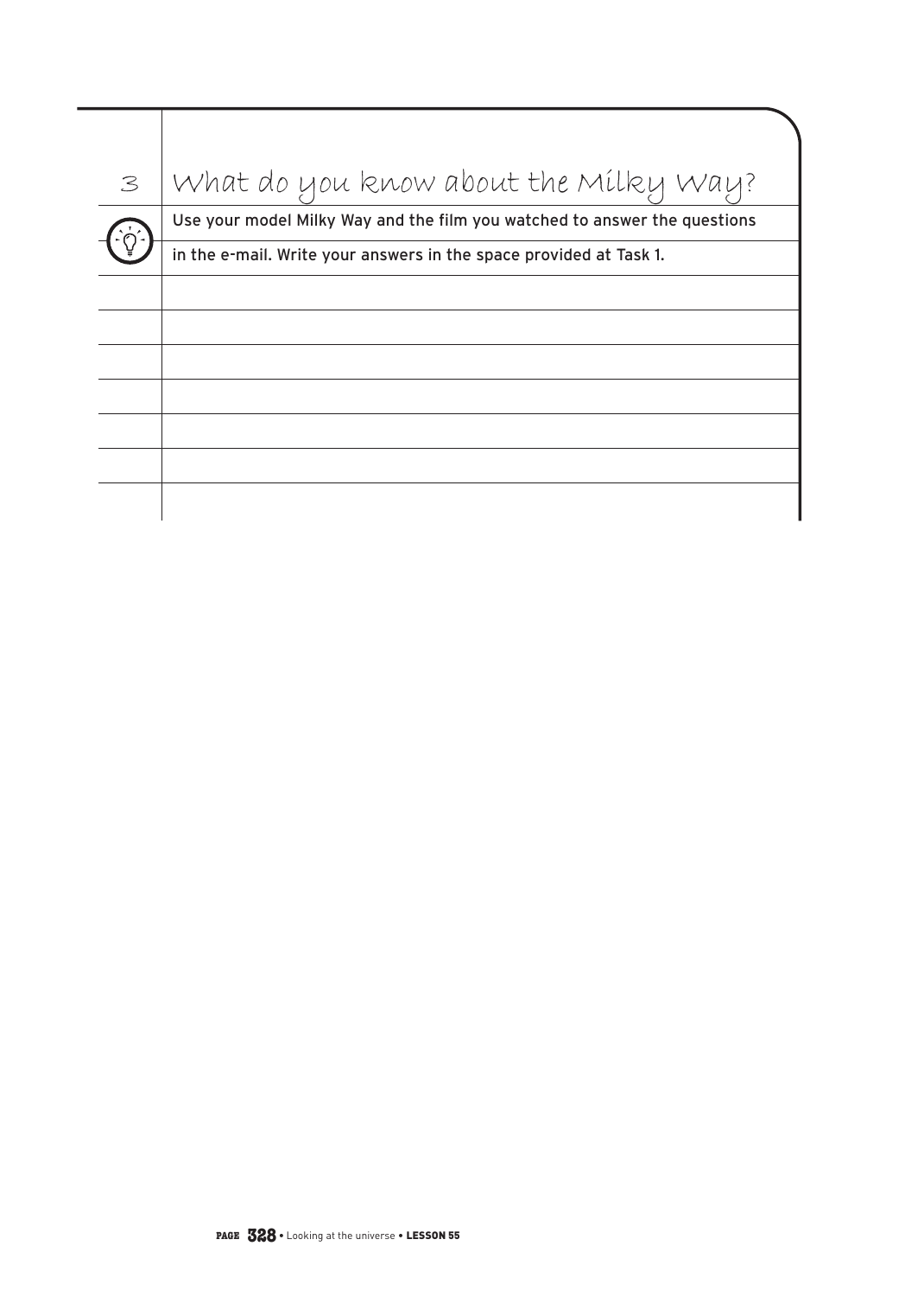## 3 What do you know about the Milky Way?

Use your model Milky Way and the film you watched to answer the questions in the e-mail. Write your answers in the space provided at Task 1.